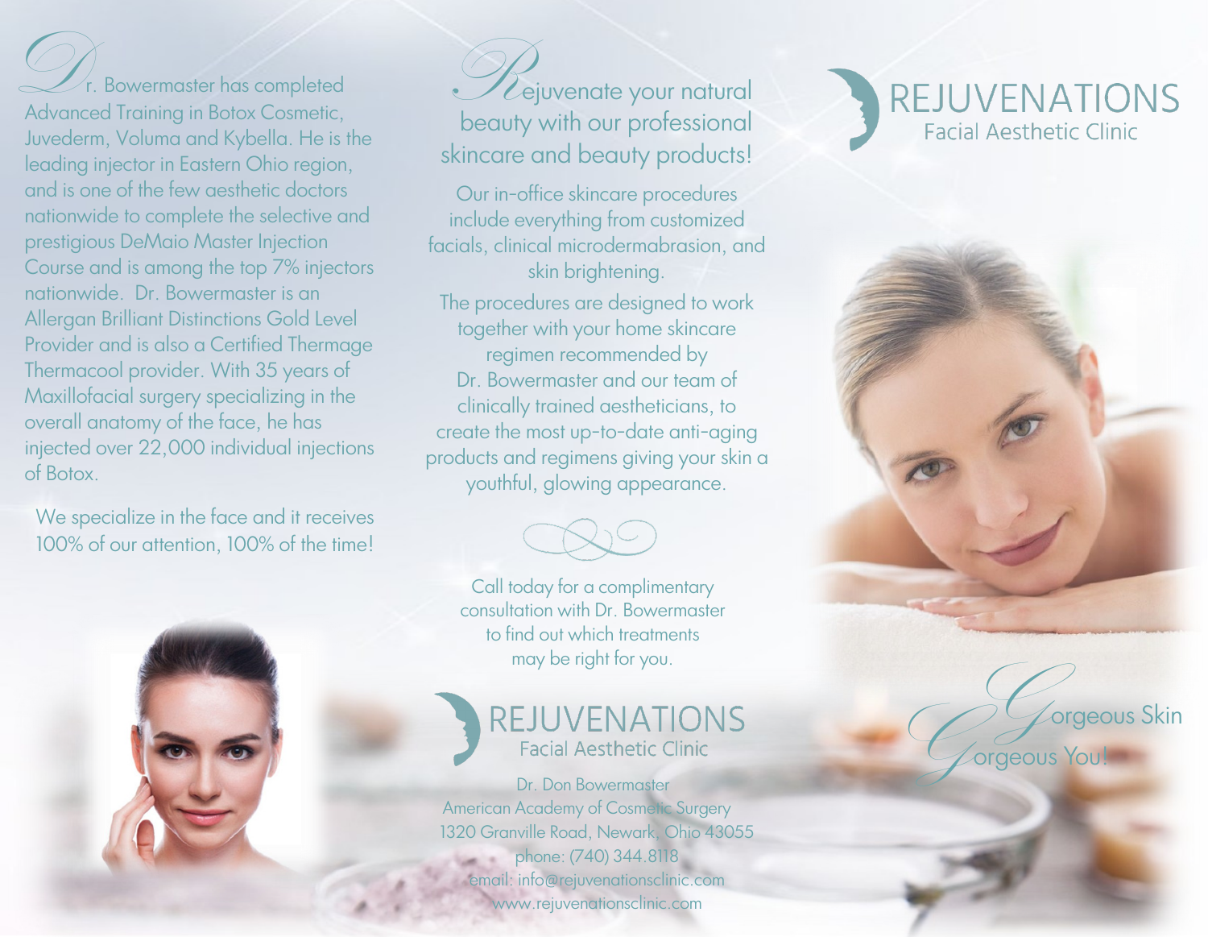Dr. Bowermaster has completed Advanced Training in Botox Cosmetic, Juvederm, Voluma and Kybella. He is the leading injector in Eastern Ohio region, and is one of the few aesthetic doctors nationwide to complete the selective and prestigious DeMaio Master Injection Course and is among the top 7% injectors nationwide. Dr. Bowermaster is an Allergan Brilliant Distinctions Gold Level Provider and is also a Certified Thermage Thermacool provider. With 35 years of Maxillofacial surgery specializing in the overall anatomy of the face, he has injected over 22,000 individual injections of Botox.

We specialize in the face and it receives 100% of our attention, 100% of the time!

## Rejuvenate your natural beauty with our professional skincare and beauty products!

Our in-office skincare procedures include everything from customized facials, clinical microdermabrasion, and skin brightening.

The procedures are designed to work together with your home skincare regimen recommended by Dr. Bowermaster and our team of clinically trained aestheticians, to create the most up-to-date anti-aging products and regimens giving your skin a youthful, glowing appearance.

Call today for a complimentary consultation with Dr. Bowermaster to find out which treatments may be right for you.

**REJUVENATIONS**
Facial Aesthetic Clinic

Dr. Don Bowermaster
American Academy of Cosmetic Surgery
1320 Granville Road, Newark, Ohio 43055
phone: (740) 344.8118
email: info@rejuvenationsclinic.com
www.rejuvenationsclinic.com

# REJUVENATIONS
## Facial Aesthetic Clinic

*Gorgeous Skin*
*Gorgeous You!*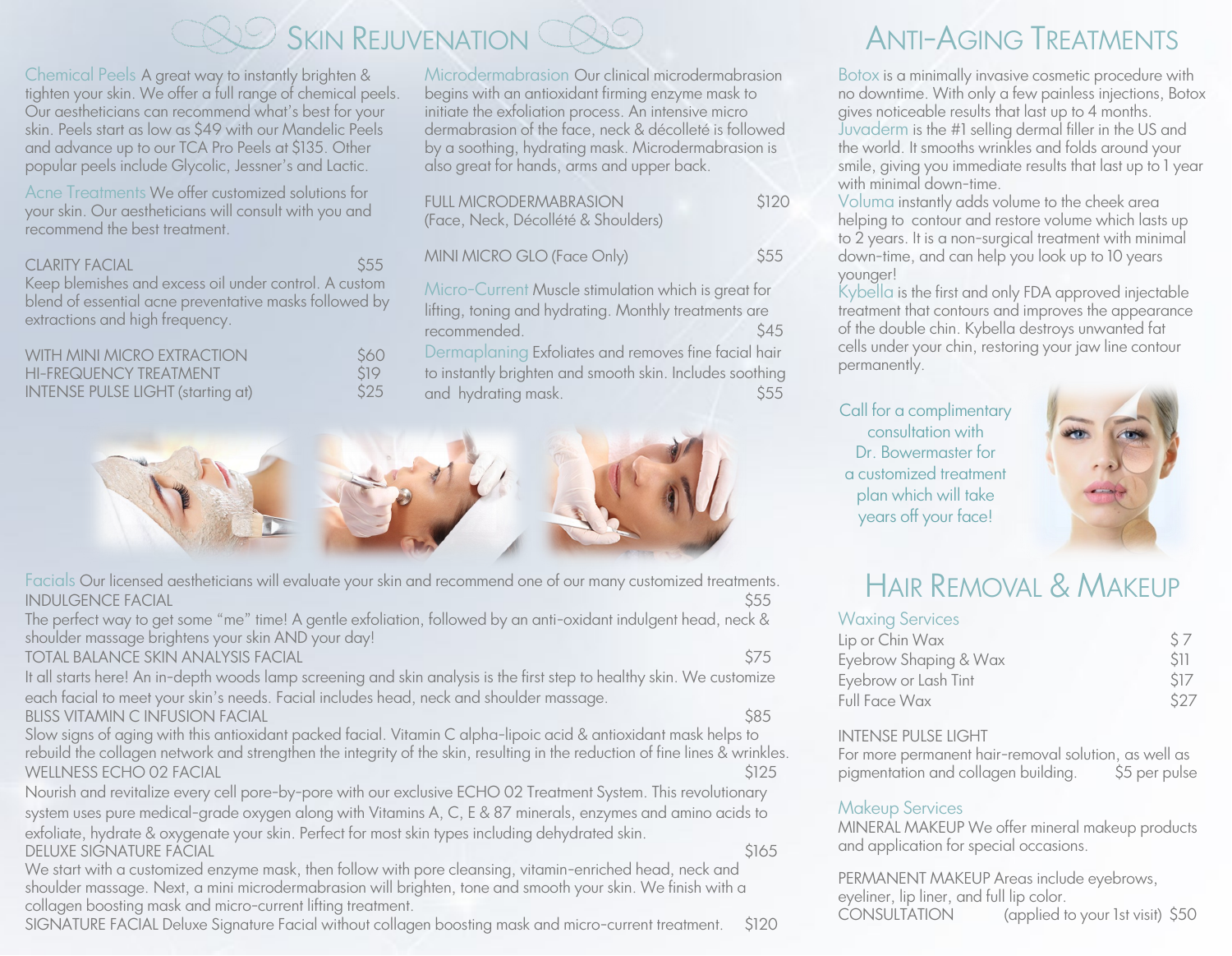# Skin Rejuvenation

**Chemical Peels** A great way to instantly brighten & tighten your skin. We offer a full range of chemical peels. Our aestheticians can recommend what's best for your skin. Peels start as low as $49 with our Mandelic Peels and advance up to our TCA Pro Peels at $135. Other popular peels include Glycolic, Jessner's and Lactic.

**Acne Treatments** We offer customized solutions for your skin. Our aestheticians will consult with you and recommend the best treatment.

CLARITY FACIAL $55
Keep blemishes and excess oil under control. A custom blend of essential acne preventative masks followed by extractions and high frequency.

| | |
|---|---|
| WITH MINI MICRO EXTRACTION | $60 |
| HI-FREQUENCY TREATMENT | $19 |
| INTENSE PULSE LIGHT (starting at) | $25 |

**Microdermabrasion** Our clinical microdermabrasion begins with an antioxidant firming enzyme mask to initiate the exfoliation process. An intensive micro dermabrasion of the face, neck & décolleté is followed by a soothing, hydrating mask. Microdermabrasion is also great for hands, arms and upper back.

FULL MICRODERMABRASION $120
(Face, Neck, Décolleté & Shoulders)

MINI MICRO GLO (Face Only) $55

**Micro-Current** Muscle stimulation which is great for lifting, toning and hydrating. Monthly treatments are recommended. $45

**Dermaplaning** Exfoliates and removes fine facial hair to instantly brighten and smooth skin. Includes soothing and hydrating mask. $55

**Facials** Our licensed aestheticians will evaluate your skin and recommend one of our many customized treatments.

INDULGENCE FACIAL $55
The perfect way to get some "me" time! A gentle exfoliation, followed by an anti-oxidant indulgent head, neck & shoulder massage brightens your skin AND your day!

TOTAL BALANCE SKIN ANALYSIS FACIAL $75
It all starts here! An in-depth woods lamp screening and skin analysis is the first step to healthy skin. We customize each facial to meet your skin's needs. Facial includes head, neck and shoulder massage.

BLISS VITAMIN C INFUSION FACIAL $85
Slow signs of aging with this antioxidant packed facial. Vitamin C alpha-lipoic acid & antioxidant mask helps to rebuild the collagen network and strengthen the integrity of the skin, resulting in the reduction of fine lines & wrinkles.

WELLNESS ECHO 02 FACIAL $125
Nourish and revitalize every cell pore-by-pore with our exclusive ECHO 02 Treatment System. This revolutionary system uses pure medical-grade oxygen along with Vitamins A, C, E & 87 minerals, enzymes and amino acids to exfoliate, hydrate & oxygenate your skin. Perfect for most skin types including dehydrated skin.

DELUXE SIGNATURE FACIAL $165
We start with a customized enzyme mask, then follow with pore cleansing, vitamin-enriched head, neck and shoulder massage. Next, a mini microdermabrasion will brighten, tone and smooth your skin. We finish with a collagen boosting mask and micro-current lifting treatment.

SIGNATURE FACIAL Deluxe Signature Facial without collagen boosting mask and micro-current treatment. $120

# Anti-Aging Treatments

**Botox** is a minimally invasive cosmetic procedure with no downtime. With only a few painless injections, Botox gives noticeable results that last up to 4 months.

**Juvaderm** is the #1 selling dermal filler in the US and the world. It smooths wrinkles and folds around your smile, giving you immediate results that last up to 1 year with minimal down-time.

**Voluma** instantly adds volume to the cheek area helping to contour and restore volume which lasts up to 2 years. It is a non-surgical treatment with minimal down-time, and can help you look up to 10 years younger!

**Kybella** is the first and only FDA approved injectable treatment that contours and improves the appearance of the double chin. Kybella destroys unwanted fat cells under your chin, restoring your jaw line contour permanently.

Call for a complimentary consultation with Dr. Bowermaster for a customized treatment plan which will take years off your face!

# Hair Removal & Makeup

**Waxing Services**

| | |
|---|---|
| Lip or Chin Wax | $7 |
| Eyebrow Shaping & Wax | $11 |
| Eyebrow or Lash Tint | $17 |
| Full Face Wax | $27 |

INTENSE PULSE LIGHT
For more permanent hair-removal solution, as well as pigmentation and collagen building. $5 per pulse

**Makeup Services**

MINERAL MAKEUP We offer mineral makeup products and application for special occasions.

PERMANENT MAKEUP Areas include eyebrows, eyeliner, lip liner, and full lip color.
CONSULTATION (applied to your 1st visit) $50